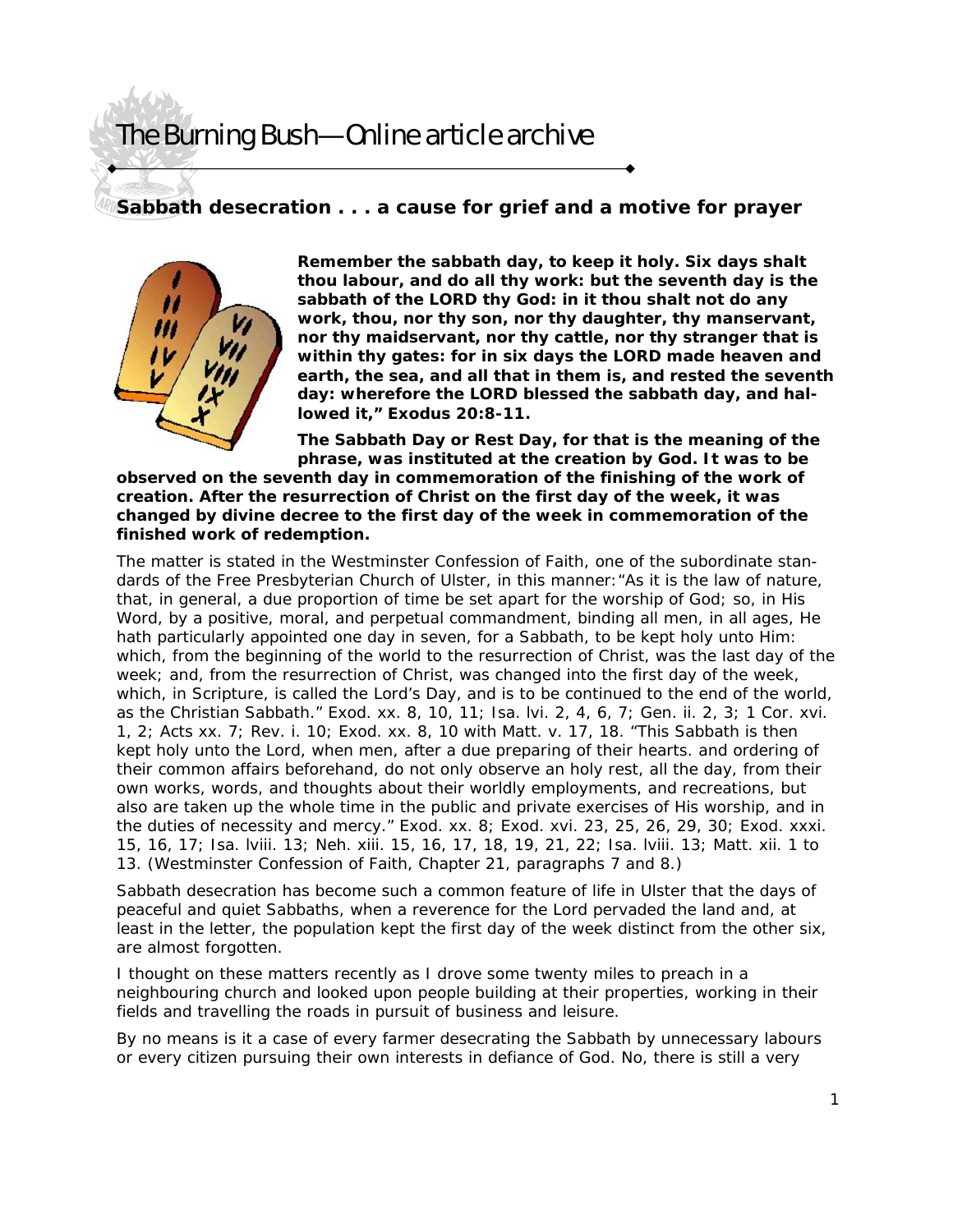# The Burning Bush—Online article archive

## Sabbath desecration . . . a cause for grief and a motive for prayer

**Remember the sabbath day, to keep it holy. Six days shalt thou labour, and do all thy work: but the seventh day is the sabbath of the LORD thy God: in it thou shalt not do any work, thou, nor thy son, nor thy daughter, thy manservant, nor thy maidservant, nor thy cattle, nor thy stranger that is within thy gates: for in six days the LORD made heaven and earth, the sea, and all that in them is, and rested the seventh day: wherefore the LORD blessed the sabbath day, and hallowed it," Exodus 20:8-11.**

**The Sabbath Day or Rest Day, for that is the meaning of the phrase, was instituted at the creation by God. It was to be observed on the seventh day in commemoration of the finishing of the work of creation. After the resurrection of Christ on the first day of the week, it was changed by divine decree to the first day of the week in commemoration of the finished work of redemption.**

The matter is stated in the Westminster Confession of Faith, one of the subordinate standards of the Free Presbyterian Church of Ulster, in this manner: "As it is the law of nature, that, in general, a due proportion of time be set apart for the worship of God; so, in His Word, by a positive, moral, and perpetual commandment, binding all men, in all ages, He hath particularly appointed one day in seven, for a Sabbath, to be kept holy unto Him: which, from the beginning of the world to the resurrection of Christ, was the last day of the week; and, from the resurrection of Christ, was changed into the first day of the week, which, in Scripture, is called the Lord's Day, and is to be continued to the end of the world, as the Christian Sabbath." Exod. xx. 8, 10, 11; Isa. lvi. 2, 4, 6, 7; Gen. ii. 2, 3; 1 Cor. xvi. 1, 2; Acts xx. 7; Rev. i. 10; Exod. xx. 8, 10 with Matt. v. 17, 18. "This Sabbath is then kept holy unto the Lord, when men, after a due preparing of their hearts. and ordering of their common affairs beforehand, do not only observe an holy rest, all the day, from their own works, words, and thoughts about their worldly employments, and recreations, but also are taken up the whole time in the public and private exercises of His worship, and in the duties of necessity and mercy." Exod. xx. 8; Exod. xvi. 23, 25, 26, 29, 30; Exod. xxxi. 15, 16, 17; Isa. lviii. 13; Neh. xiii. 15, 16, 17, 18, 19, 21, 22; Isa. lviii. 13; Matt. xii. 1 to 13. (Westminster Confession of Faith, Chapter 21, paragraphs 7 and 8.)

Sabbath desecration has become such a common feature of life in Ulster that the days of peaceful and quiet Sabbaths, when a reverence for the Lord pervaded the land and, at least in the letter, the population kept the first day of the week distinct from the other six, are almost forgotten.

I thought on these matters recently as I drove some twenty miles to preach in a neighbouring church and looked upon people building at their properties, working in their fields and travelling the roads in pursuit of business and leisure.

By no means is it a case of every farmer desecrating the Sabbath by unnecessary labours or every citizen pursuing their own interests in defiance of God. No, there is still a very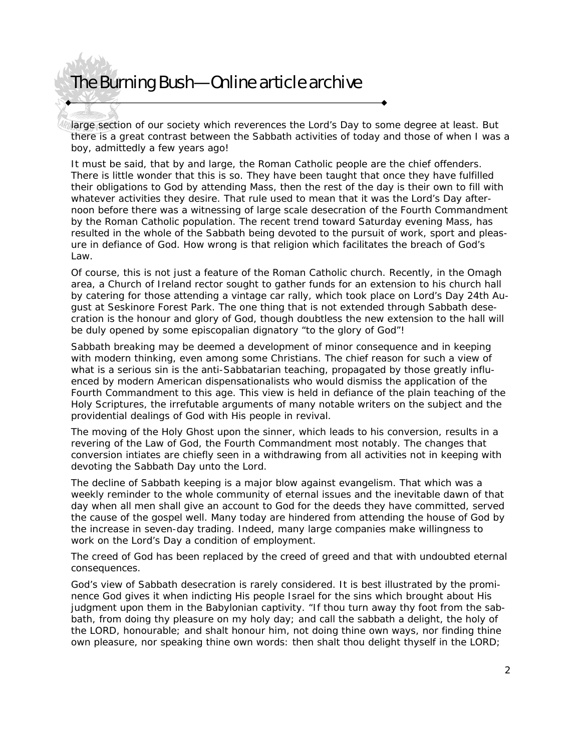large section of our society which reverences the Lord's Day to some degree at least. But there is a great contrast between the Sabbath activities of today and those of when I was a boy, admittedly a few years ago!

It must be said, that by and large, the Roman Catholic people are the chief offenders. There is little wonder that this is so. They have been taught that once they have fulfilled their obligations to God by attending Mass, then the rest of the day is their own to fill with whatever activities they desire. That rule used to mean that it was the Lord's Day afternoon before there was a witnessing of large scale desecration of the Fourth Commandment by the Roman Catholic population. The recent trend toward Saturday evening Mass, has resulted in the whole of the Sabbath being devoted to the pursuit of work, sport and pleasure in defiance of God. How wrong is that religion which facilitates the breach of God's Law.

Of course, this is not just a feature of the Roman Catholic church. Recently, in the Omagh area, a Church of Ireland rector sought to gather funds for an extension to his church hall by catering for those attending a vintage car rally, which took place on Lord's Day 24th August at Seskinore Forest Park. The one thing that is not extended through Sabbath desecration is the honour and glory of God, though doubtless the new extension to the hall will be duly opened by some episcopalian dignatory "to the glory of God"!

Sabbath breaking may be deemed a development of minor consequence and in keeping with modern thinking, even among some Christians. The chief reason for such a view of what is a serious sin is the anti-Sabbatarian teaching, propagated by those greatly influenced by modern American dispensationalists who would dismiss the application of the Fourth Commandment to this age. This view is held in defiance of the plain teaching of the Holy Scriptures, the irrefutable arguments of many notable writers on the subject and the providential dealings of God with His people in revival.

The moving of the Holy Ghost upon the sinner, which leads to his conversion, results in a revering of the Law of God, the Fourth Commandment most notably. The changes that conversion intiates are chiefly seen in a withdrawing from all activities not in keeping with devoting the Sabbath Day unto the Lord.

The decline of Sabbath keeping is a major blow against evangelism. That which was a weekly reminder to the whole community of eternal issues and the inevitable dawn of that day when all men shall give an account to God for the deeds they have committed, served the cause of the gospel well. Many today are hindered from attending the house of God by the increase in seven-day trading. Indeed, many large companies make willingness to work on the Lord's Day a condition of employment.

The creed of God has been replaced by the creed of greed and that with undoubted eternal consequences.

God's view of Sabbath desecration is rarely considered. It is best illustrated by the prominence God gives it when indicting His people Israel for the sins which brought about His judgment upon them in the Babylonian captivity. "If thou turn away thy foot from the sabbath, from doing thy pleasure on my holy day; and call the sabbath a delight, the holy of the LORD, honourable; and shalt honour him, not doing thine own ways, nor finding thine own pleasure, nor speaking thine own words: then shalt thou delight thyself in the LORD;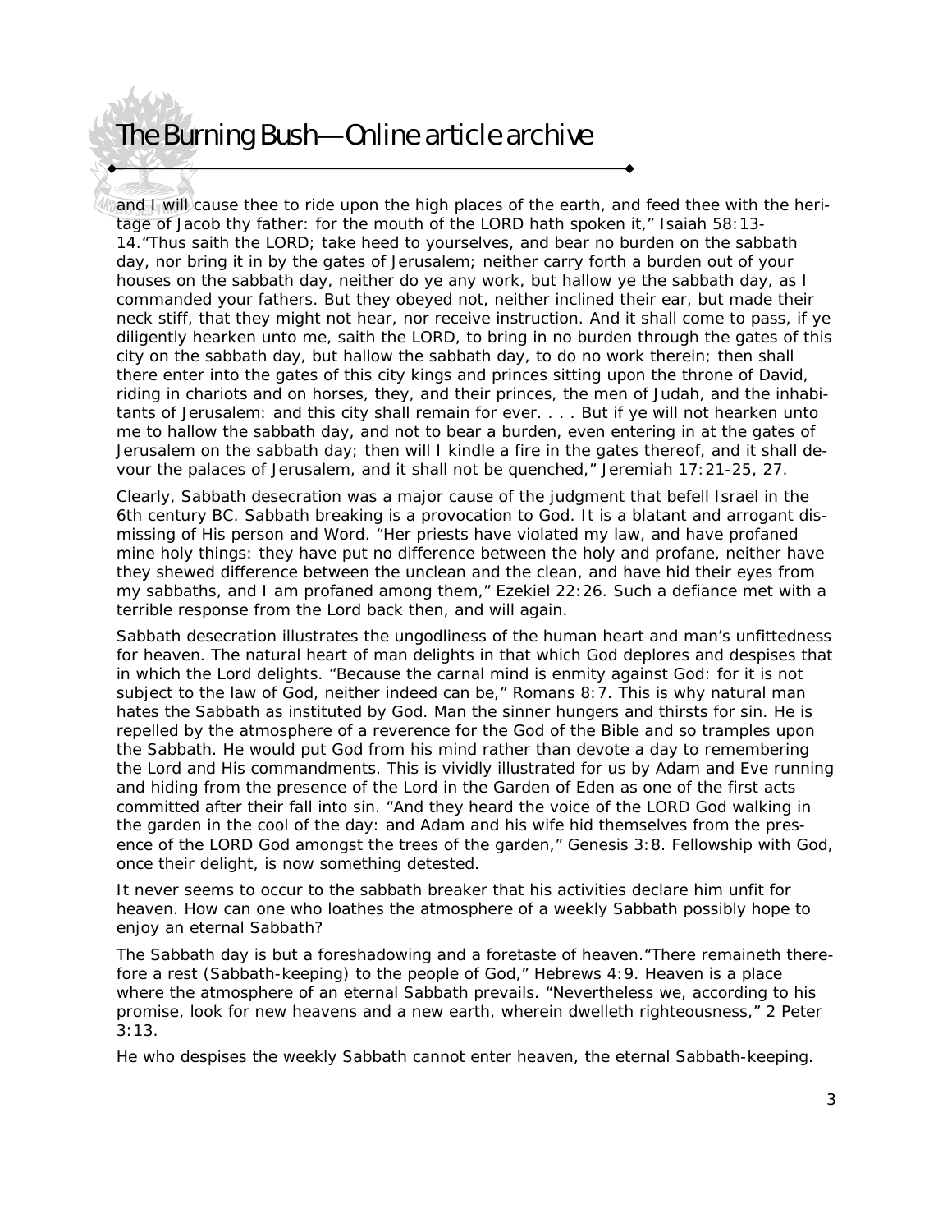and I will cause thee to ride upon the high places of the earth, and feed thee with the heritage of Jacob thy father: for the mouth of the LORD hath spoken it," Isaiah 58:13-14."Thus saith the LORD; take heed to yourselves, and bear no burden on the sabbath day, nor bring it in by the gates of Jerusalem; neither carry forth a burden out of your houses on the sabbath day, neither do ye any work, but hallow ye the sabbath day, as I commanded your fathers. But they obeyed not, neither inclined their ear, but made their neck stiff, that they might not hear, nor receive instruction. And it shall come to pass, if ye diligently hearken unto me, saith the LORD, to bring in no burden through the gates of this city on the sabbath day, but hallow the sabbath day, to do no work therein; then shall there enter into the gates of this city kings and princes sitting upon the throne of David, riding in chariots and on horses, they, and their princes, the men of Judah, and the inhabitants of Jerusalem: and this city shall remain for ever. . . . But if ye will not hearken unto me to hallow the sabbath day, and not to bear a burden, even entering in at the gates of Jerusalem on the sabbath day; then will I kindle a fire in the gates thereof, and it shall devour the palaces of Jerusalem, and it shall not be quenched," Jeremiah 17:21-25, 27.

Clearly, Sabbath desecration was a major cause of the judgment that befell Israel in the 6th century BC. Sabbath breaking is a provocation to God. It is a blatant and arrogant dismissing of His person and Word. "Her priests have violated my law, and have profaned mine holy things: they have put no difference between the holy and profane, neither have they shewed difference between the unclean and the clean, and have hid their eyes from my sabbaths, and I am profaned among them," Ezekiel 22:26. Such a defiance met with a terrible response from the Lord back then, and will again.

Sabbath desecration illustrates the ungodliness of the human heart and man's unfittedness for heaven. The natural heart of man delights in that which God deplores and despises that in which the Lord delights. "Because the carnal mind is enmity against God: for it is not subject to the law of God, neither indeed can be," Romans 8:7. This is why natural man hates the Sabbath as instituted by God. Man the sinner hungers and thirsts for sin. He is repelled by the atmosphere of a reverence for the God of the Bible and so tramples upon the Sabbath. He would put God from his mind rather than devote a day to remembering the Lord and His commandments. This is vividly illustrated for us by Adam and Eve running and hiding from the presence of the Lord in the Garden of Eden as one of the first acts committed after their fall into sin. "And they heard the voice of the LORD God walking in the garden in the cool of the day: and Adam and his wife hid themselves from the presence of the LORD God amongst the trees of the garden," Genesis 3:8. Fellowship with God, once their delight, is now something detested.

It never seems to occur to the sabbath breaker that his activities declare him unfit for heaven. How can one who loathes the atmosphere of a weekly Sabbath possibly hope to enjoy an eternal Sabbath?

The Sabbath day is but a foreshadowing and a foretaste of heaven."There remaineth therefore a rest (Sabbath-keeping) to the people of God," Hebrews 4:9. Heaven is a place where the atmosphere of an eternal Sabbath prevails. "Nevertheless we, according to his promise, look for new heavens and a new earth, wherein dwelleth righteousness," 2 Peter 3:13.

He who despises the weekly Sabbath cannot enter heaven, the eternal Sabbath-keeping.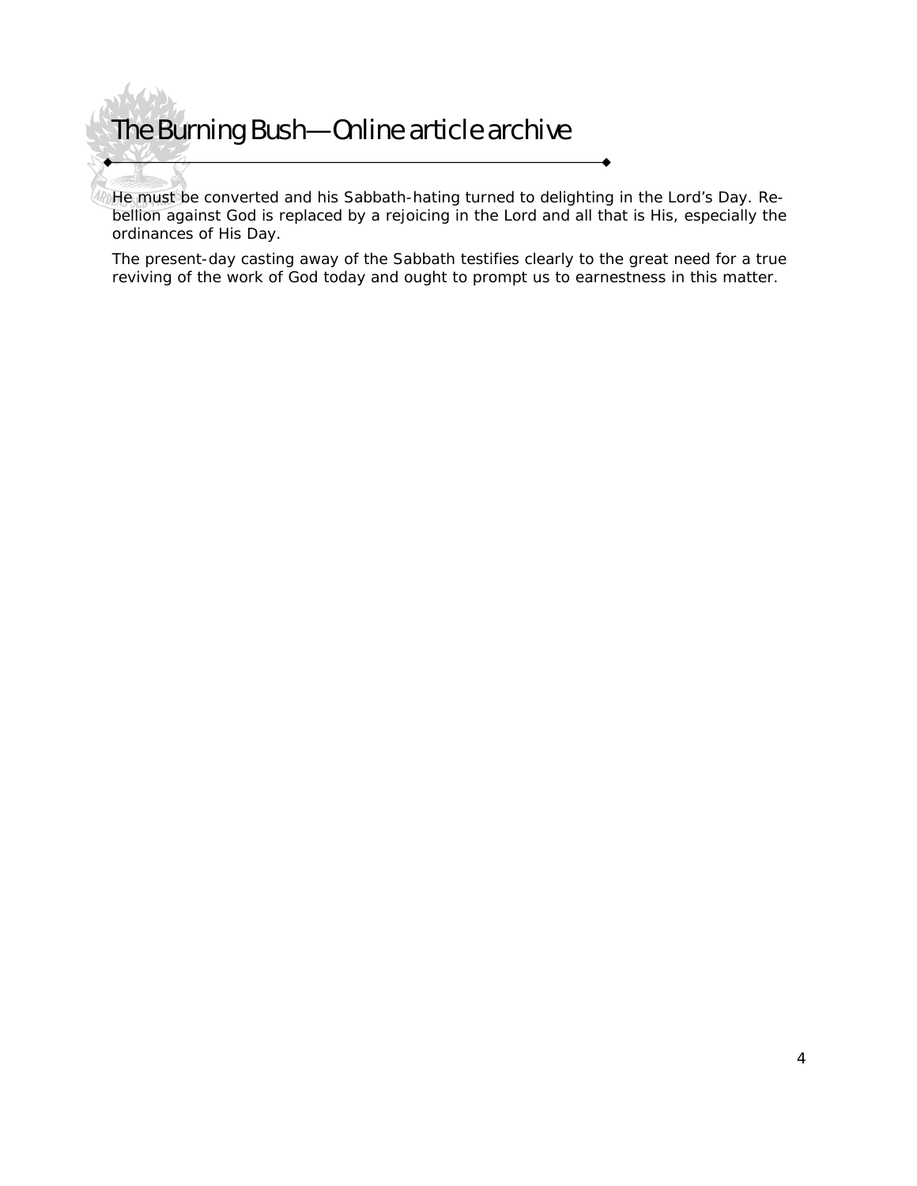He must be converted and his Sabbath-hating turned to delighting in the Lord's Day. Rebellion against God is replaced by a rejoicing in the Lord and all that is His, especially the ordinances of His Day.

The present-day casting away of the Sabbath testifies clearly to the great need for a true reviving of the work of God today and ought to prompt us to earnestness in this matter.